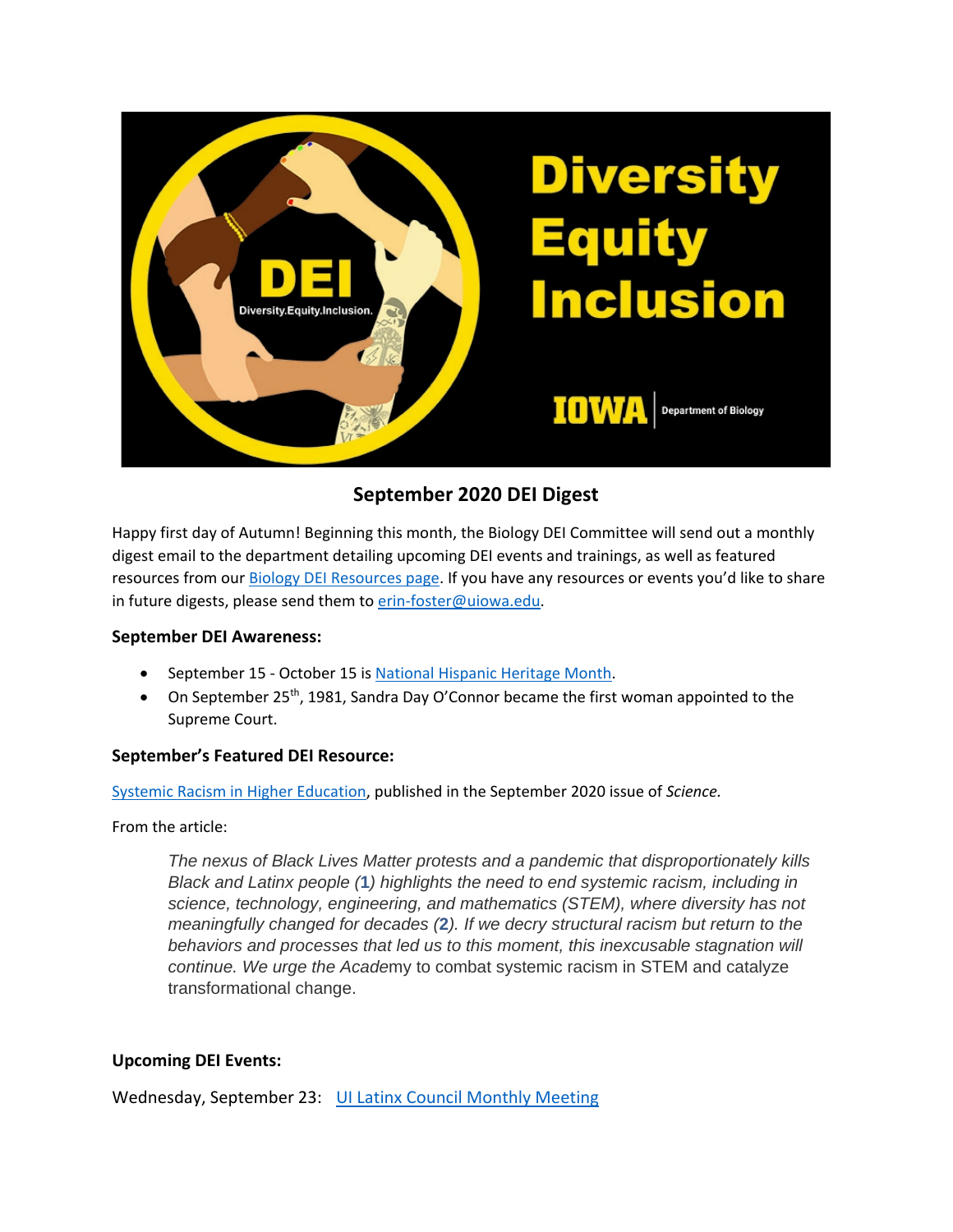## September 2020 DEI Digest

Happy first day of Autumn! Beginning this month, the Biology DEI Committee will send out a monthly digest email to the department detailing upcoming DEI events and trainings, as well as featured resources from our Biology DEI Resources page. If you have any resources or events you'd like to share in future digests, please send them to erin-foster@uiowa.edu.

**September DEI Awareness:**

- September 15 - October 15 is National Hispanic Heritage Month.
- On September 25th, 1981, Sandra Day O'Connor became the first woman appointed to the Supreme Court.

**September's Featured DEI Resource:**

Systemic Racism in Higher Education, published in the September 2020 issue of *Science.*

From the article:

> *The nexus of Black Lives Matter protests and a pandemic that disproportionately kills Black and Latinx people (1) highlights the need to end systemic racism, including in science, technology, engineering, and mathematics (STEM), where diversity has not meaningfully changed for decades (2). If we decry structural racism but return to the behaviors and processes that led us to this moment, this inexcusable stagnation will continue. We urge the Acade*my to combat systemic racism in STEM and catalyze transformational change.

**Upcoming DEI Events:**

Wednesday, September 23: UI Latinx Council Monthly Meeting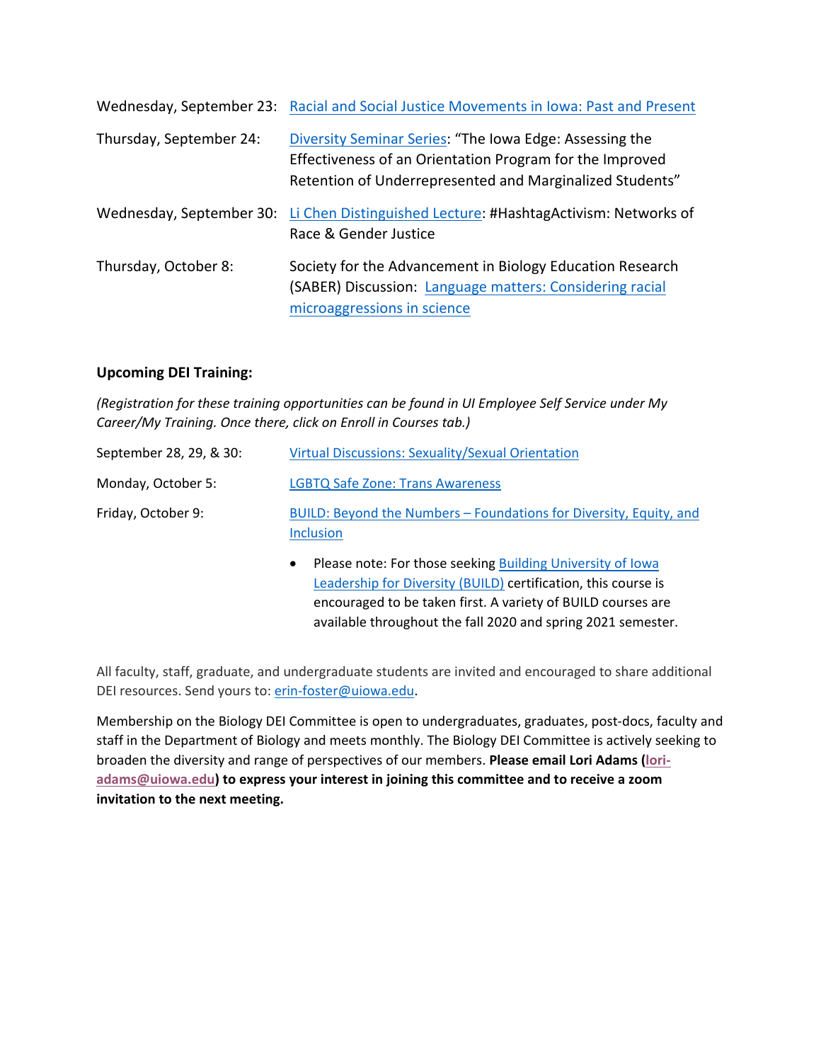| | |
|---|---|
| Wednesday, September 23: | Racial and Social Justice Movements in Iowa: Past and Present |
| Thursday, September 24: | Diversity Seminar Series: "The Iowa Edge: Assessing the Effectiveness of an Orientation Program for the Improved Retention of Underrepresented and Marginalized Students" |
| Wednesday, September 30: | Li Chen Distinguished Lecture: #HashtagActivism: Networks of Race & Gender Justice |
| Thursday, October 8: | Society for the Advancement in Biology Education Research (SABER) Discussion: Language matters: Considering racial microaggressions in science |

**Upcoming DEI Training:**

*(Registration for these training opportunities can be found in UI Employee Self Service under My Career/My Training. Once there, click on Enroll in Courses tab.)*

| | |
|---|---|
| September 28, 29, & 30: | Virtual Discussions: Sexuality/Sexual Orientation |
| Monday, October 5: | LGBTQ Safe Zone: Trans Awareness |
| Friday, October 9: | BUILD: Beyond the Numbers – Foundations for Diversity, Equity, and Inclusion |

- Please note: For those seeking Building University of Iowa Leadership for Diversity (BUILD) certification, this course is encouraged to be taken first. A variety of BUILD courses are available throughout the fall 2020 and spring 2021 semester.

All faculty, staff, graduate, and undergraduate students are invited and encouraged to share additional DEI resources. Send yours to: erin-foster@uiowa.edu.

Membership on the Biology DEI Committee is open to undergraduates, graduates, post-docs, faculty and staff in the Department of Biology and meets monthly. The Biology DEI Committee is actively seeking to broaden the diversity and range of perspectives of our members. **Please email Lori Adams (lori-adams@uiowa.edu) to express your interest in joining this committee and to receive a zoom invitation to the next meeting.**